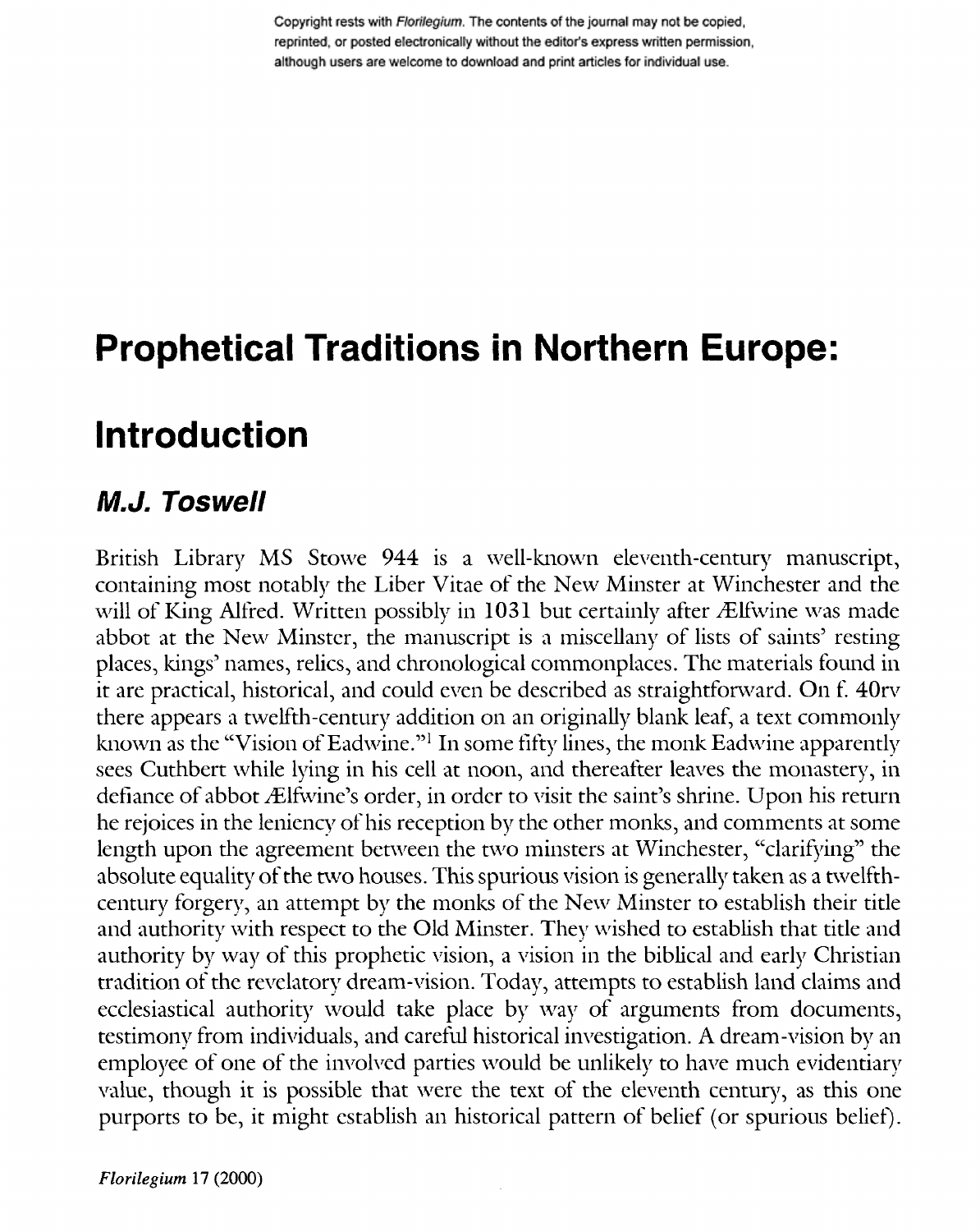Copyright rests with *Florilegium*. The contents of the journal may not be copied, reprinted, or posted electronically without the editor's express written permission, although users are welcome to download and print articles for individual use.

# Prophetical Traditions in Northern Europe: Introduction

## *M.J. Toswell*

British Library MS Stowe 944 is a well-known eleventh-century manuscript, containing most notably the Liber Vitae of the New Minster at Winchester and the will of King Alfred. Written possibly in 1031 but certainly after Ælfwine was made abbot at the New Minster, the manuscript is a miscellany of lists of saints' resting places, kings' names, relics, and chronological commonplaces. The materials found in it are practical, historical, and could even be described as straightforward. On f. 40rv there appears a twelfth-century addition on an originally blank leaf, a text commonly known as the "Vision of Eadwine."[1] In some fifty lines, the monk Eadwine apparently sees Cuthbert while lying in his cell at noon, and thereafter leaves the monastery, in defiance of abbot Ælfwine's order, in order to visit the saint's shrine. Upon his return he rejoices in the leniency of his reception by the other monks, and comments at some length upon the agreement between the two minsters at Winchester, "clarifying" the absolute equality of the two houses. This spurious vision is generally taken as a twelfth-century forgery, an attempt by the monks of the New Minster to establish their title and authority with respect to the Old Minster. They wished to establish that title and authority by way of this prophetic vision, a vision in the biblical and early Christian tradition of the revelatory dream-vision. Today, attempts to establish land claims and ecclesiastical authority would take place by way of arguments from documents, testimony from individuals, and careful historical investigation. A dream-vision by an employee of one of the involved parties would be unlikely to have much evidentiary value, though it is possible that were the text of the eleventh century, as this one purports to be, it might establish an historical pattern of belief (or spurious belief).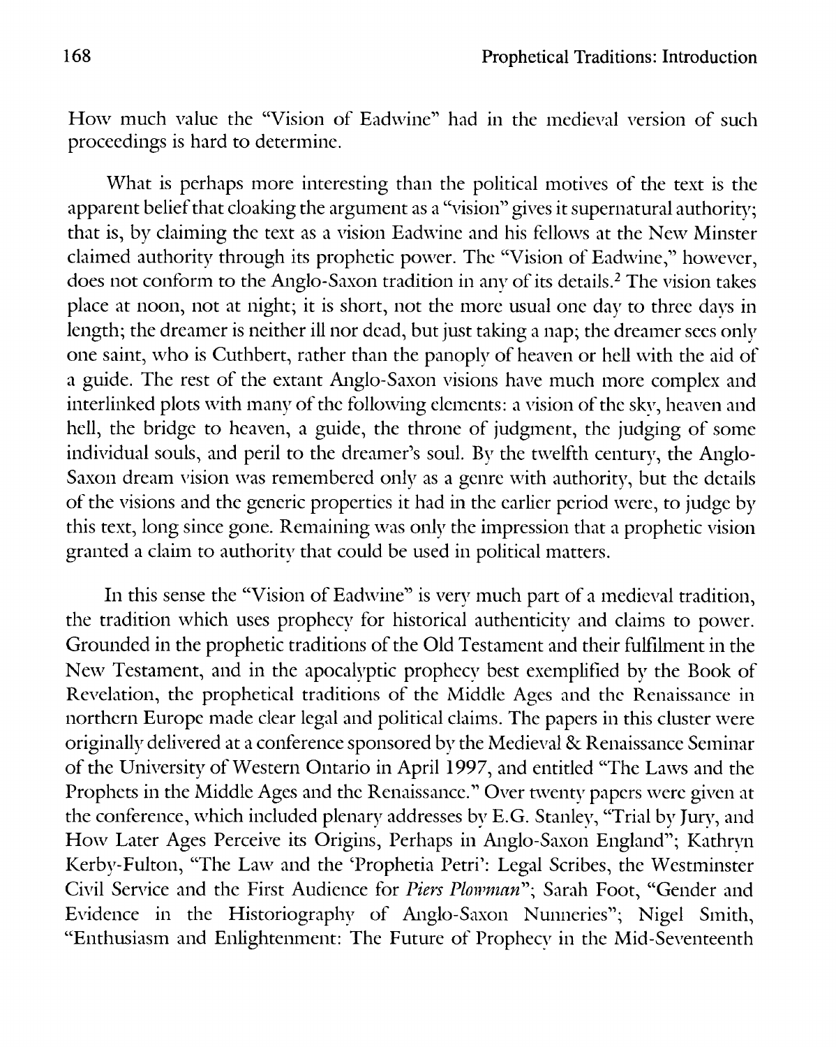How much value the "Vision of Eadwine" had in the medieval version of such proceedings is hard to determine.

What is perhaps more interesting than the political motives of the text is the apparent belief that cloaking the argument as a "vision" gives it supernatural authority; that is, by claiming the text as a vision Eadwine and his fellows at the New Minster claimed authority through its prophetic power. The "Vision of Eadwine," however, does not conform to the Anglo-Saxon tradition in any of its details.[2] The vision takes place at noon, not at night; it is short, not the more usual one day to three days in length; the dreamer is neither ill nor dead, but just taking a nap; the dreamer sees only one saint, who is Cuthbert, rather than the panoply of heaven or hell with the aid of a guide. The rest of the extant Anglo-Saxon visions have much more complex and interlinked plots with many of the following elements: a vision of the sky, heaven and hell, the bridge to heaven, a guide, the throne of judgment, the judging of some individual souls, and peril to the dreamer's soul. By the twelfth century, the Anglo-Saxon dream vision was remembered only as a genre with authority, but the details of the visions and the generic properties it had in the earlier period were, to judge by this text, long since gone. Remaining was only the impression that a prophetic vision granted a claim to authority that could be used in political matters.

In this sense the "Vision of Eadwine" is very much part of a medieval tradition, the tradition which uses prophecy for historical authenticity and claims to power. Grounded in the prophetic traditions of the Old Testament and their fulfilment in the New Testament, and in the apocalyptic prophecy best exemplified by the Book of Revelation, the prophetical traditions of the Middle Ages and the Renaissance in northern Europe made clear legal and political claims. The papers in this cluster were originally delivered at a conference sponsored by the Medieval & Renaissance Seminar of the University of Western Ontario in April 1997, and entitled "The Laws and the Prophets in the Middle Ages and the Renaissance." Over twenty papers were given at the conference, which included plenary addresses by E.G. Stanley, "Trial by Jury, and How Later Ages Perceive its Origins, Perhaps in Anglo-Saxon England"; Kathryn Kerby-Fulton, "The Law and the 'Prophetia Petri': Legal Scribes, the Westminster Civil Service and the First Audience for *Piers Plowman*"; Sarah Foot, "Gender and Evidence in the Historiography of Anglo-Saxon Nunneries"; Nigel Smith, "Enthusiasm and Enlightenment: The Future of Prophecy in the Mid-Seventeenth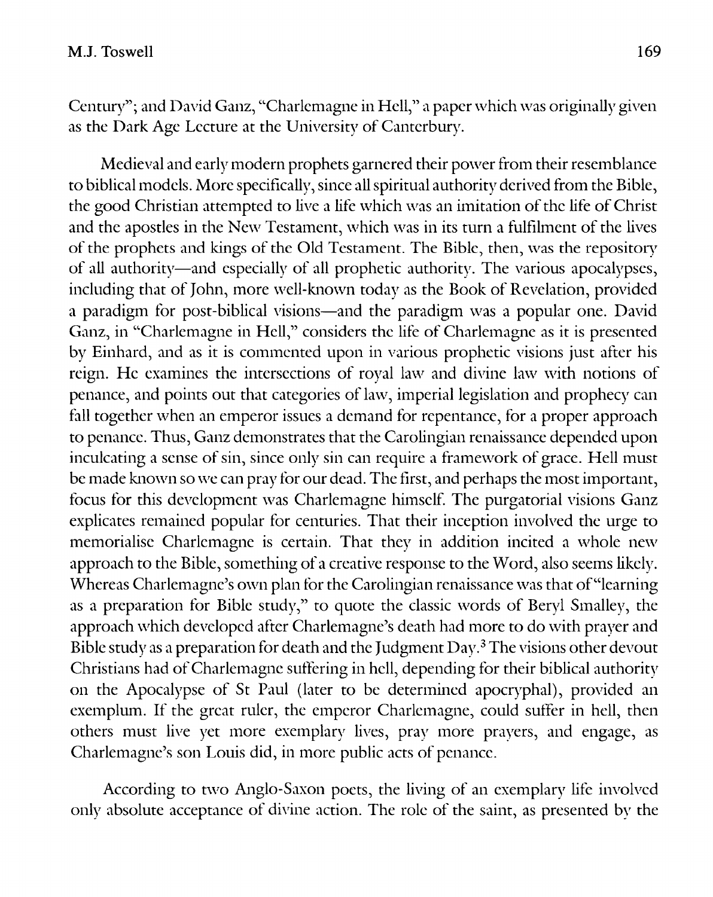Century"; and David Ganz, "Charlemagne in Hell," a paper which was originally given as the Dark Age Lecture at the University of Canterbury.

Medieval and early modern prophets garnered their power from their resemblance to biblical models. More specifically, since all spiritual authority derived from the Bible, the good Christian attempted to live a life which was an imitation of the life of Christ and the apostles in the New Testament, which was in its turn a fulfilment of the lives of the prophets and kings of the Old Testament. The Bible, then, was the repository of all authority—and especially of all prophetic authority. The various apocalypses, including that of John, more well-known today as the Book of Revelation, provided a paradigm for post-biblical visions—and the paradigm was a popular one. David Ganz, in "Charlemagne in Hell," considers the life of Charlemagne as it is presented by Einhard, and as it is commented upon in various prophetic visions just after his reign. He examines the intersections of royal law and divine law with notions of penance, and points out that categories of law, imperial legislation and prophecy can fall together when an emperor issues a demand for repentance, for a proper approach to penance. Thus, Ganz demonstrates that the Carolingian renaissance depended upon inculcating a sense of sin, since only sin can require a framework of grace. Hell must be made known so we can pray for our dead. The first, and perhaps the most important, focus for this development was Charlemagne himself. The purgatorial visions Ganz explicates remained popular for centuries. That their inception involved the urge to memorialise Charlemagne is certain. That they in addition incited a whole new approach to the Bible, something of a creative response to the Word, also seems likely. Whereas Charlemagne's own plan for the Carolingian renaissance was that of "learning as a preparation for Bible study," to quote the classic words of Beryl Smalley, the approach which developed after Charlemagne's death had more to do with prayer and Bible study as a preparation for death and the Judgment Day.[3] The visions other devout Christians had of Charlemagne suffering in hell, depending for their biblical authority on the Apocalypse of St Paul (later to be determined apocryphal), provided an exemplum. If the great ruler, the emperor Charlemagne, could suffer in hell, then others must live yet more exemplary lives, pray more prayers, and engage, as Charlemagne's son Louis did, in more public acts of penance.

According to two Anglo-Saxon poets, the living of an exemplary life involved only absolute acceptance of divine action. The role of the saint, as presented by the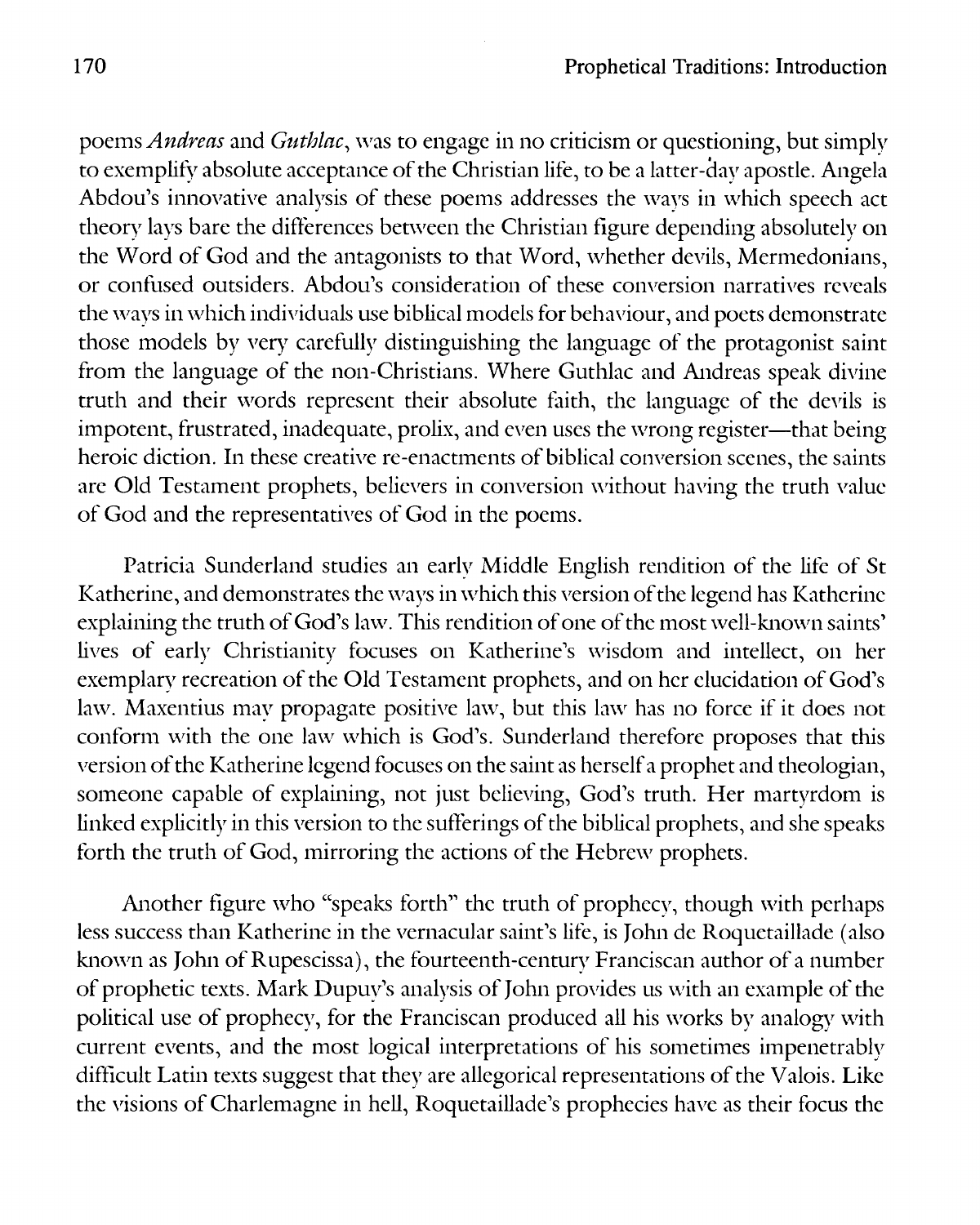poems *Andreas* and *Guthlac*, was to engage in no criticism or questioning, but simply to exemplify absolute acceptance of the Christian life, to be a latter-day apostle. Angela Abdou's innovative analysis of these poems addresses the ways in which speech act theory lays bare the differences between the Christian figure depending absolutely on the Word of God and the antagonists to that Word, whether devils, Mermedonians, or confused outsiders. Abdou's consideration of these conversion narratives reveals the ways in which individuals use biblical models for behaviour, and poets demonstrate those models by very carefully distinguishing the language of the protagonist saint from the language of the non-Christians. Where Guthlac and Andreas speak divine truth and their words represent their absolute faith, the language of the devils is impotent, frustrated, inadequate, prolix, and even uses the wrong register—that being heroic diction. In these creative re-enactments of biblical conversion scenes, the saints are Old Testament prophets, believers in conversion without having the truth value of God and the representatives of God in the poems.

Patricia Sunderland studies an early Middle English rendition of the life of St Katherine, and demonstrates the ways in which this version of the legend has Katherine explaining the truth of God's law. This rendition of one of the most well-known saints' lives of early Christianity focuses on Katherine's wisdom and intellect, on her exemplary recreation of the Old Testament prophets, and on her elucidation of God's law. Maxentius may propagate positive law, but this law has no force if it does not conform with the one law which is God's. Sunderland therefore proposes that this version of the Katherine legend focuses on the saint as herself a prophet and theologian, someone capable of explaining, not just believing, God's truth. Her martyrdom is linked explicitly in this version to the sufferings of the biblical prophets, and she speaks forth the truth of God, mirroring the actions of the Hebrew prophets.

Another figure who "speaks forth" the truth of prophecy, though with perhaps less success than Katherine in the vernacular saint's life, is John de Roquetaillade (also known as John of Rupescissa), the fourteenth-century Franciscan author of a number of prophetic texts. Mark Dupuy's analysis of John provides us with an example of the political use of prophecy, for the Franciscan produced all his works by analogy with current events, and the most logical interpretations of his sometimes impenetrably difficult Latin texts suggest that they are allegorical representations of the Valois. Like the visions of Charlemagne in hell, Roquetaillade's prophecies have as their focus the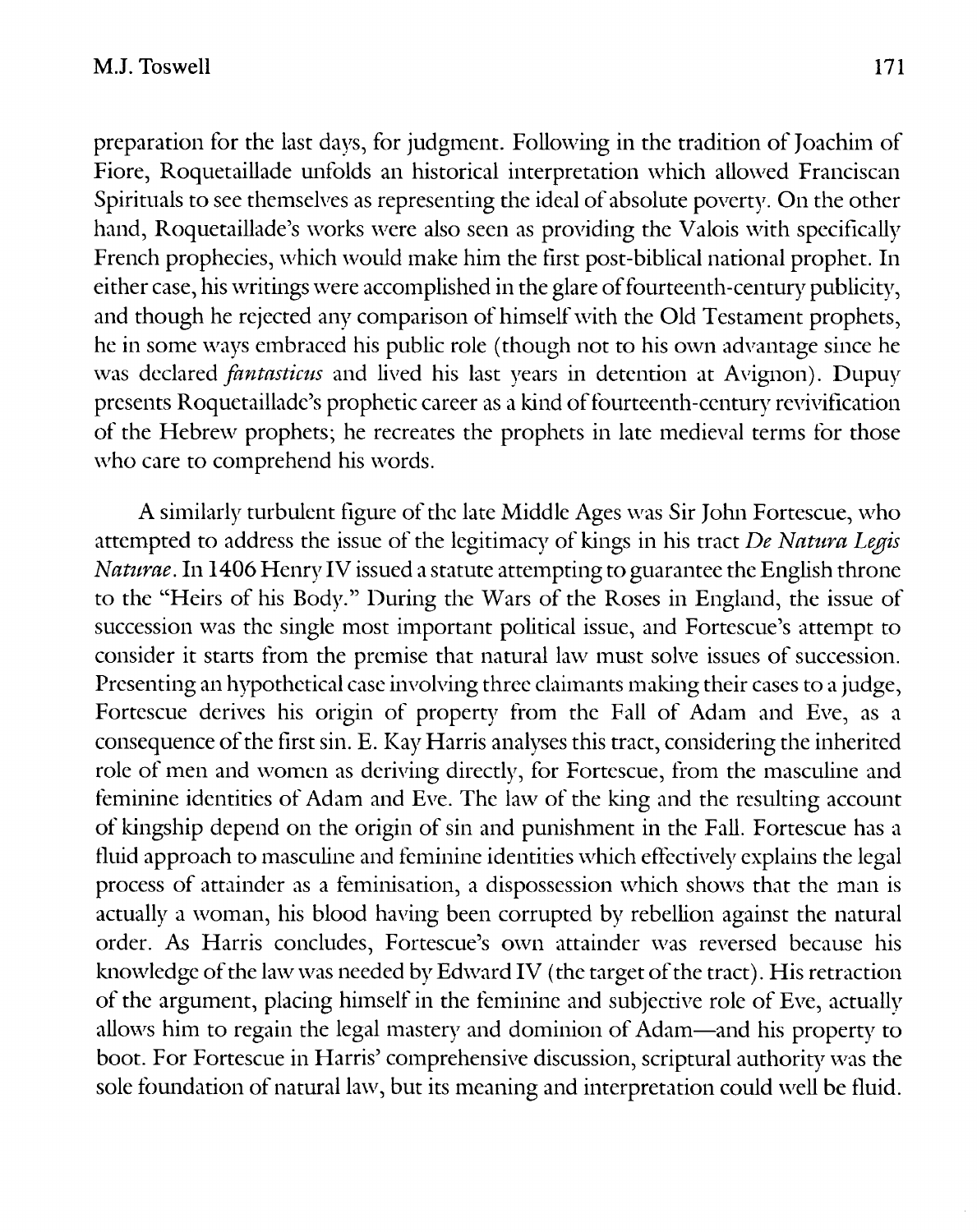preparation for the last days, for judgment. Following in the tradition of Joachim of Fiore, Roquetaillade unfolds an historical interpretation which allowed Franciscan Spirituals to see themselves as representing the ideal of absolute poverty. On the other hand, Roquetaillade's works were also seen as providing the Valois with specifically French prophecies, which would make him the first post-biblical national prophet. In either case, his writings were accomplished in the glare of fourteenth-century publicity, and though he rejected any comparison of himself with the Old Testament prophets, he in some ways embraced his public role (though not to his own advantage since he was declared *fantasticus* and lived his last years in detention at Avignon). Dupuy presents Roquetaillade's prophetic career as a kind of fourteenth-century revivification of the Hebrew prophets; he recreates the prophets in late medieval terms for those who care to comprehend his words.

A similarly turbulent figure of the late Middle Ages was Sir John Fortescue, who attempted to address the issue of the legitimacy of kings in his tract *De Natura Legis Naturae*. In 1406 Henry IV issued a statute attempting to guarantee the English throne to the "Heirs of his Body." During the Wars of the Roses in England, the issue of succession was the single most important political issue, and Fortescue's attempt to consider it starts from the premise that natural law must solve issues of succession. Presenting an hypothetical case involving three claimants making their cases to a judge, Fortescue derives his origin of property from the Fall of Adam and Eve, as a consequence of the first sin. E. Kay Harris analyses this tract, considering the inherited role of men and women as deriving directly, for Fortescue, from the masculine and feminine identities of Adam and Eve. The law of the king and the resulting account of kingship depend on the origin of sin and punishment in the Fall. Fortescue has a fluid approach to masculine and feminine identities which effectively explains the legal process of attainder as a feminisation, a dispossession which shows that the man is actually a woman, his blood having been corrupted by rebellion against the natural order. As Harris concludes, Fortescue's own attainder was reversed because his knowledge of the law was needed by Edward IV (the target of the tract). His retraction of the argument, placing himself in the feminine and subjective role of Eve, actually allows him to regain the legal mastery and dominion of Adam—and his property to boot. For Fortescue in Harris' comprehensive discussion, scriptural authority was the sole foundation of natural law, but its meaning and interpretation could well be fluid.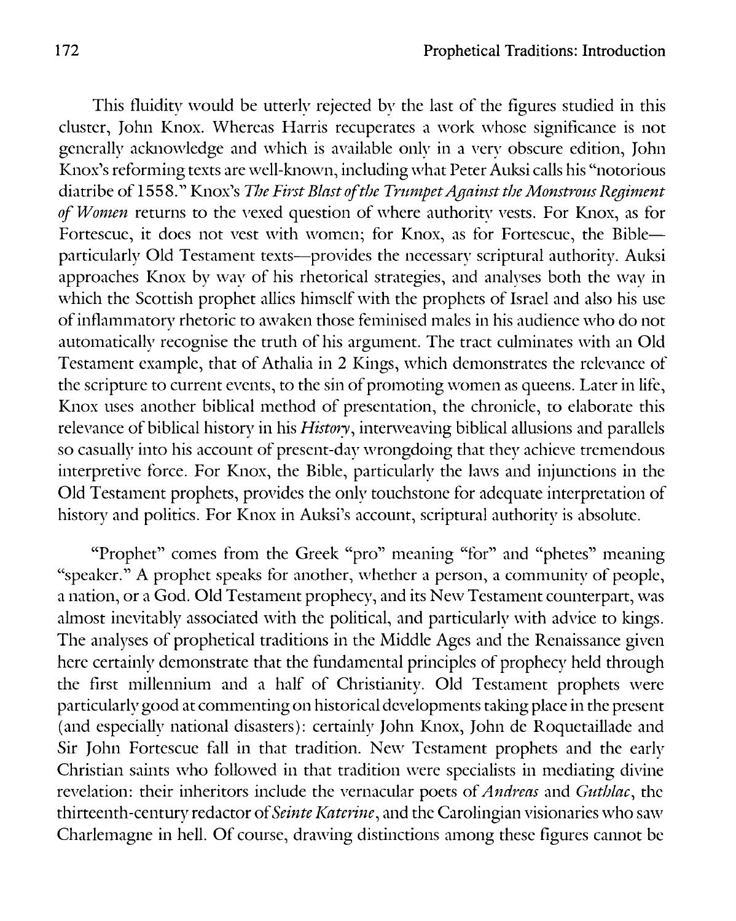This fluidity would be utterly rejected by the last of the figures studied in this cluster, John Knox. Whereas Harris recuperates a work whose significance is not generally acknowledge and which is available only in a very obscure edition, John Knox's reforming texts are well-known, including what Peter Auksi calls his "notorious diatribe of 1558." Knox's *The First Blast of the Trumpet Against the Monstrous Regiment of Women* returns to the vexed question of where authority vests. For Knox, as for Fortescue, it does not vest with women; for Knox, as for Fortescue, the Bible—particularly Old Testament texts—provides the necessary scriptural authority. Auksi approaches Knox by way of his rhetorical strategies, and analyses both the way in which the Scottish prophet allies himself with the prophets of Israel and also his use of inflammatory rhetoric to awaken those feminised males in his audience who do not automatically recognise the truth of his argument. The tract culminates with an Old Testament example, that of Athalia in 2 Kings, which demonstrates the relevance of the scripture to current events, to the sin of promoting women as queens. Later in life, Knox uses another biblical method of presentation, the chronicle, to elaborate this relevance of biblical history in his *History*, interweaving biblical allusions and parallels so casually into his account of present-day wrongdoing that they achieve tremendous interpretive force. For Knox, the Bible, particularly the laws and injunctions in the Old Testament prophets, provides the only touchstone for adequate interpretation of history and politics. For Knox in Auksi's account, scriptural authority is absolute.

"Prophet" comes from the Greek "pro" meaning "for" and "phetes" meaning "speaker." A prophet speaks for another, whether a person, a community of people, a nation, or a God. Old Testament prophecy, and its New Testament counterpart, was almost inevitably associated with the political, and particularly with advice to kings. The analyses of prophetical traditions in the Middle Ages and the Renaissance given here certainly demonstrate that the fundamental principles of prophecy held through the first millennium and a half of Christianity. Old Testament prophets were particularly good at commenting on historical developments taking place in the present (and especially national disasters): certainly John Knox, John de Roquetaillade and Sir John Fortescue fall in that tradition. New Testament prophets and the early Christian saints who followed in that tradition were specialists in mediating divine revelation: their inheritors include the vernacular poets of *Andreas* and *Guthlac*, the thirteenth-century redactor of *Seinte Katerine*, and the Carolingian visionaries who saw Charlemagne in hell. Of course, drawing distinctions among these figures cannot be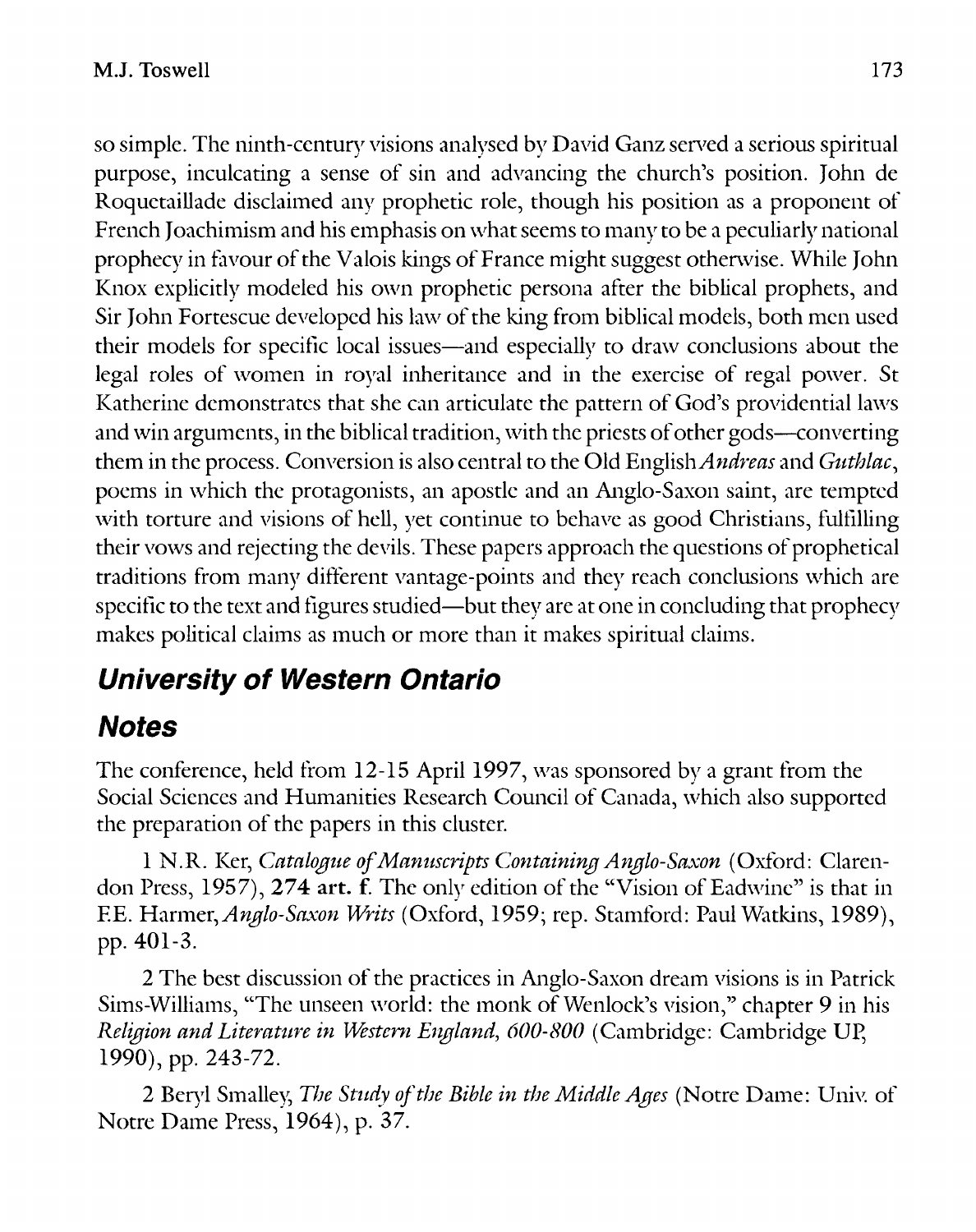so simple. The ninth-century visions analysed by David Ganz served a serious spiritual purpose, inculcating a sense of sin and advancing the church's position. John de Roquetaillade disclaimed any prophetic role, though his position as a proponent of French Joachimism and his emphasis on what seems to many to be a peculiarly national prophecy in favour of the Valois kings of France might suggest otherwise. While John Knox explicitly modeled his own prophetic persona after the biblical prophets, and Sir John Fortescue developed his law of the king from biblical models, both men used their models for specific local issues—and especially to draw conclusions about the legal roles of women in royal inheritance and in the exercise of regal power. St Katherine demonstrates that she can articulate the pattern of God's providential laws and win arguments, in the biblical tradition, with the priests of other gods—converting them in the process. Conversion is also central to the Old English *Andreas* and *Guthlac*, poems in which the protagonists, an apostle and an Anglo-Saxon saint, are tempted with torture and visions of hell, yet continue to behave as good Christians, fulfilling their vows and rejecting the devils. These papers approach the questions of prophetical traditions from many different vantage-points and they reach conclusions which are specific to the text and figures studied—but they are at one in concluding that prophecy makes political claims as much or more than it makes spiritual claims.

## ***University of Western Ontario***

## ***Notes***

The conference, held from 12-15 April 1997, was sponsored by a grant from the Social Sciences and Humanities Research Council of Canada, which also supported the preparation of the papers in this cluster.

1 N.R. Ker, *Catalogue of Manuscripts Containing Anglo-Saxon* (Oxford: Clarendon Press, 1957), **274 art. f**. The only edition of the "Vision of Eadwine" is that in F.E. Harmer, *Anglo-Saxon Writs* (Oxford, 1959; rep. Stamford: Paul Watkins, 1989), pp. 401-3.

2 The best discussion of the practices in Anglo-Saxon dream visions is in Patrick Sims-Williams, "The unseen world: the monk of Wenlock's vision," chapter 9 in his *Religion and Literature in Western England, 600-800* (Cambridge: Cambridge UP, 1990), pp. 243-72.

2 Beryl Smalley, *The Study of the Bible in the Middle Ages* (Notre Dame: Univ. of Notre Dame Press, 1964), p. 37.